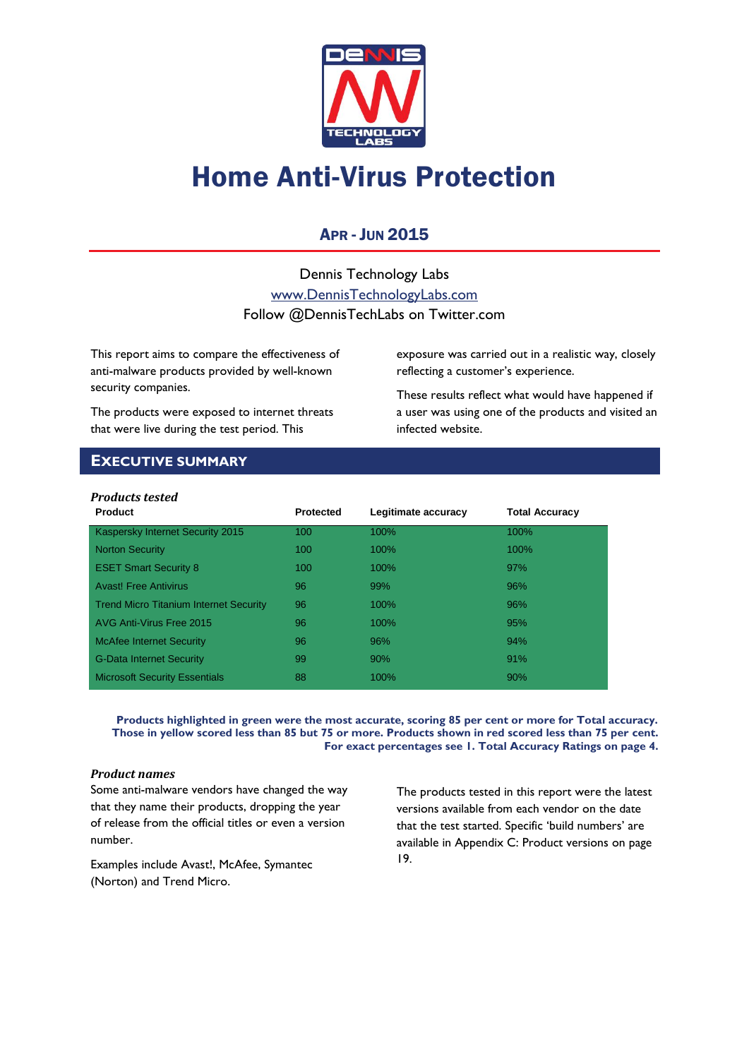# Home Anti-Virus Protection

## APR - JUN 2015

Dennis Technology Labs

www.DennisTechnologyLabs.com

Follow @DennisTechLabs on Twitter.com

This report aims to compare the effectiveness of anti-malware products provided by well-known security companies.

The products were exposed to internet threats that were live during the test period. This exposure was carried out in a realistic way, closely reflecting a customer's experience.

These results reflect what would have happened if a user was using one of the products and visited an infected website.

## EXECUTIVE SUMMARY

***Products tested***

| Product | Protected | Legitimate accuracy | Total Accuracy |
|---|---|---|---|
| Kaspersky Internet Security 2015 | 100 | 100% | 100% |
| Norton Security | 100 | 100% | 100% |
| ESET Smart Security 8 | 100 | 100% | 97% |
| Avast! Free Antivirus | 96 | 99% | 96% |
| Trend Micro Titanium Internet Security | 96 | 100% | 96% |
| AVG Anti-Virus Free 2015 | 96 | 100% | 95% |
| McAfee Internet Security | 96 | 96% | 94% |
| G-Data Internet Security | 99 | 90% | 91% |
| Microsoft Security Essentials | 88 | 100% | 90% |

**Products highlighted in green were the most accurate, scoring 85 per cent or more for Total accuracy. Those in yellow scored less than 85 but 75 or more. Products shown in red scored less than 75 per cent. For exact percentages see 1. Total Accuracy Ratings on page 4.**

***Product names***

Some anti-malware vendors have changed the way that they name their products, dropping the year of release from the official titles or even a version number.

Examples include Avast!, McAfee, Symantec (Norton) and Trend Micro.

The products tested in this report were the latest versions available from each vendor on the date that the test started. Specific 'build numbers' are available in Appendix C: Product versions on page 19.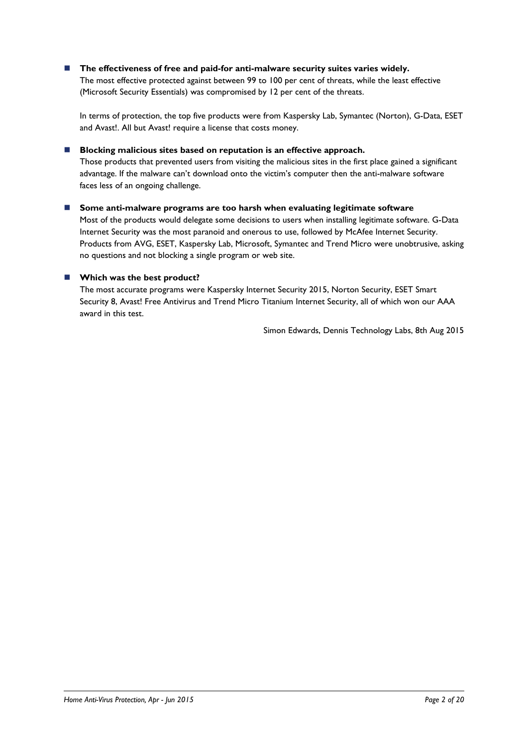- **The effectiveness of free and paid-for anti-malware security suites varies widely.**
  The most effective protected against between 99 to 100 per cent of threats, while the least effective (Microsoft Security Essentials) was compromised by 12 per cent of the threats.

  In terms of protection, the top five products were from Kaspersky Lab, Symantec (Norton), G-Data, ESET and Avast!. All but Avast! require a license that costs money.

- **Blocking malicious sites based on reputation is an effective approach.**
  Those products that prevented users from visiting the malicious sites in the first place gained a significant advantage. If the malware can't download onto the victim's computer then the anti-malware software faces less of an ongoing challenge.

- **Some anti-malware programs are too harsh when evaluating legitimate software**
  Most of the products would delegate some decisions to users when installing legitimate software. G-Data Internet Security was the most paranoid and onerous to use, followed by McAfee Internet Security. Products from AVG, ESET, Kaspersky Lab, Microsoft, Symantec and Trend Micro were unobtrusive, asking no questions and not blocking a single program or web site.

- **Which was the best product?**
  The most accurate programs were Kaspersky Internet Security 2015, Norton Security, ESET Smart Security 8, Avast! Free Antivirus and Trend Micro Titanium Internet Security, all of which won our AAA award in this test.

Simon Edwards, Dennis Technology Labs, 8th Aug 2015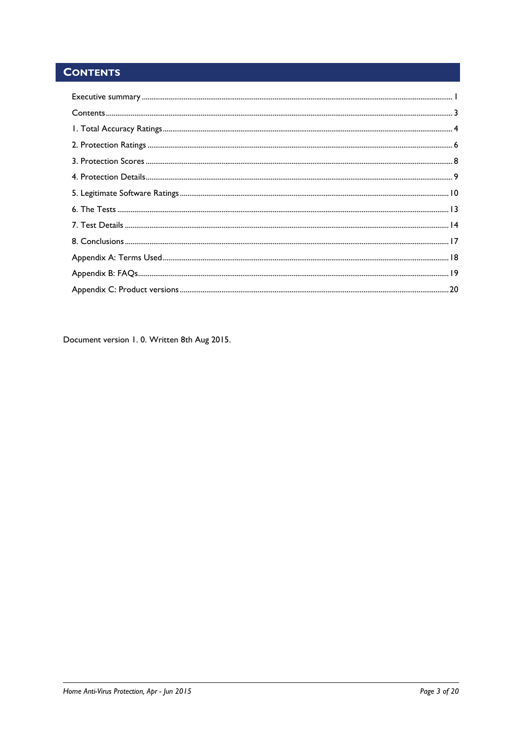# CONTENTS

Executive summary ........................................................................................................................................ 1

Contents ........................................................................................................................................................ 3

1. Total Accuracy Ratings ............................................................................................................................ 4

2. Protection Ratings ................................................................................................................................... 6

3. Protection Scores .................................................................................................................................... 8

4. Protection Details ..................................................................................................................................... 9

5. Legitimate Software Ratings ................................................................................................................. 10

6. The Tests ................................................................................................................................................ 13

7. Test Details ............................................................................................................................................. 14

8. Conclusions ............................................................................................................................................ 17

Appendix A: Terms Used ........................................................................................................................... 18

Appendix B: FAQs ....................................................................................................................................... 19

Appendix C: Product versions ................................................................................................................... 20

Document version 1. 0. Written 8th Aug 2015.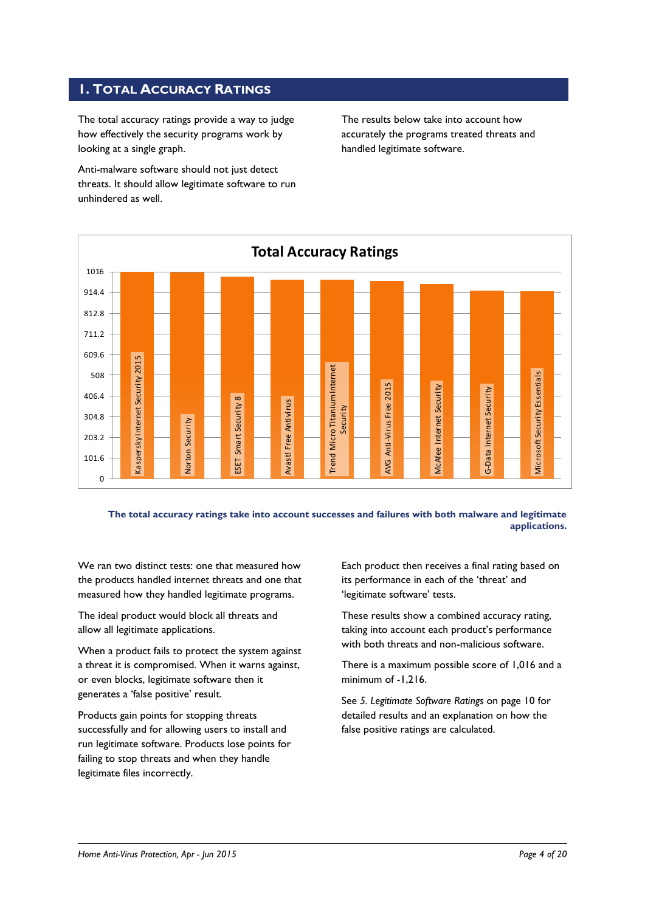# 1. Total Accuracy Ratings

The total accuracy ratings provide a way to judge how effectively the security programs work by looking at a single graph.

Anti-malware software should not just detect threats. It should allow legitimate software to run unhindered as well.

The results below take into account how accurately the programs treated threats and handled legitimate software.

**Total Accuracy Ratings**

(Bar chart, y-axis from 0 to 1016 in steps of 101.6. Products: Kaspersky Internet Security 2015, Norton Security, ESET Smart Security 8, Avast! Free Antivirus, Trend Micro Titanium Internet Security, AVG Anti-Virus Free 2015, McAfee Internet Security, G-Data Internet Security, Microsoft Security Essentials)

**The total accuracy ratings take into account successes and failures with both malware and legitimate applications.**

We ran two distinct tests: one that measured how the products handled internet threats and one that measured how they handled legitimate programs.

The ideal product would block all threats and allow all legitimate applications.

When a product fails to protect the system against a threat it is compromised. When it warns against, or even blocks, legitimate software then it generates a 'false positive' result.

Products gain points for stopping threats successfully and for allowing users to install and run legitimate software. Products lose points for failing to stop threats and when they handle legitimate files incorrectly.

Each product then receives a final rating based on its performance in each of the 'threat' and 'legitimate software' tests.

These results show a combined accuracy rating, taking into account each product's performance with both threats and non-malicious software.

There is a maximum possible score of 1,016 and a minimum of -1,216.

See *5. Legitimate Software Ratings* on page 10 for detailed results and an explanation on how the false positive ratings are calculated.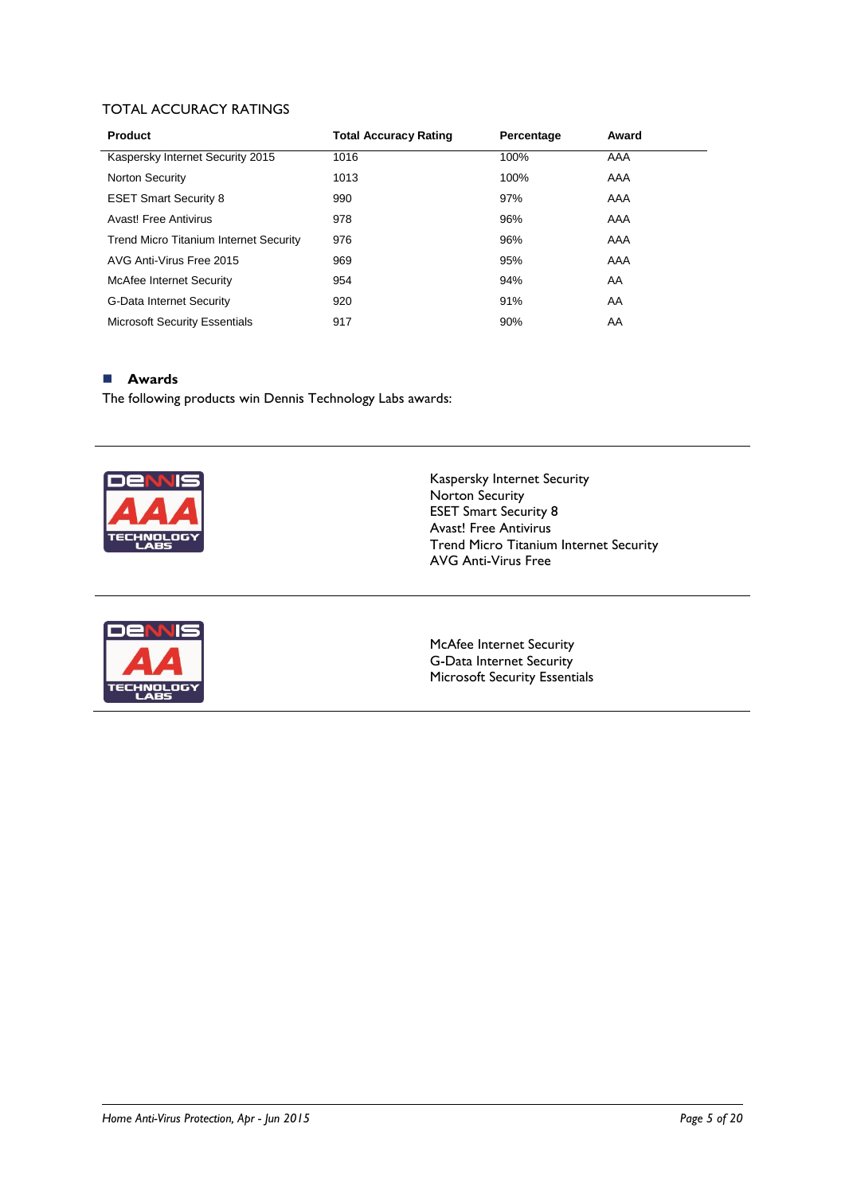## TOTAL ACCURACY RATINGS

| Product | Total Accuracy Rating | Percentage | Award |
|---|---|---|---|
| Kaspersky Internet Security 2015 | 1016 | 100% | AAA |
| Norton Security | 1013 | 100% | AAA |
| ESET Smart Security 8 | 990 | 97% | AAA |
| Avast! Free Antivirus | 978 | 96% | AAA |
| Trend Micro Titanium Internet Security | 976 | 96% | AAA |
| AVG Anti-Virus Free 2015 | 969 | 95% | AAA |
| McAfee Internet Security | 954 | 94% | AA |
| G-Data Internet Security | 920 | 91% | AA |
| Microsoft Security Essentials | 917 | 90% | AA |

### Awards

The following products win Dennis Technology Labs awards:

**DENNIS AAA TECHNOLOGY LABS**

Kaspersky Internet Security
Norton Security
ESET Smart Security 8
Avast! Free Antivirus
Trend Micro Titanium Internet Security
AVG Anti-Virus Free

**DENNIS AA TECHNOLOGY LABS**

McAfee Internet Security
G-Data Internet Security
Microsoft Security Essentials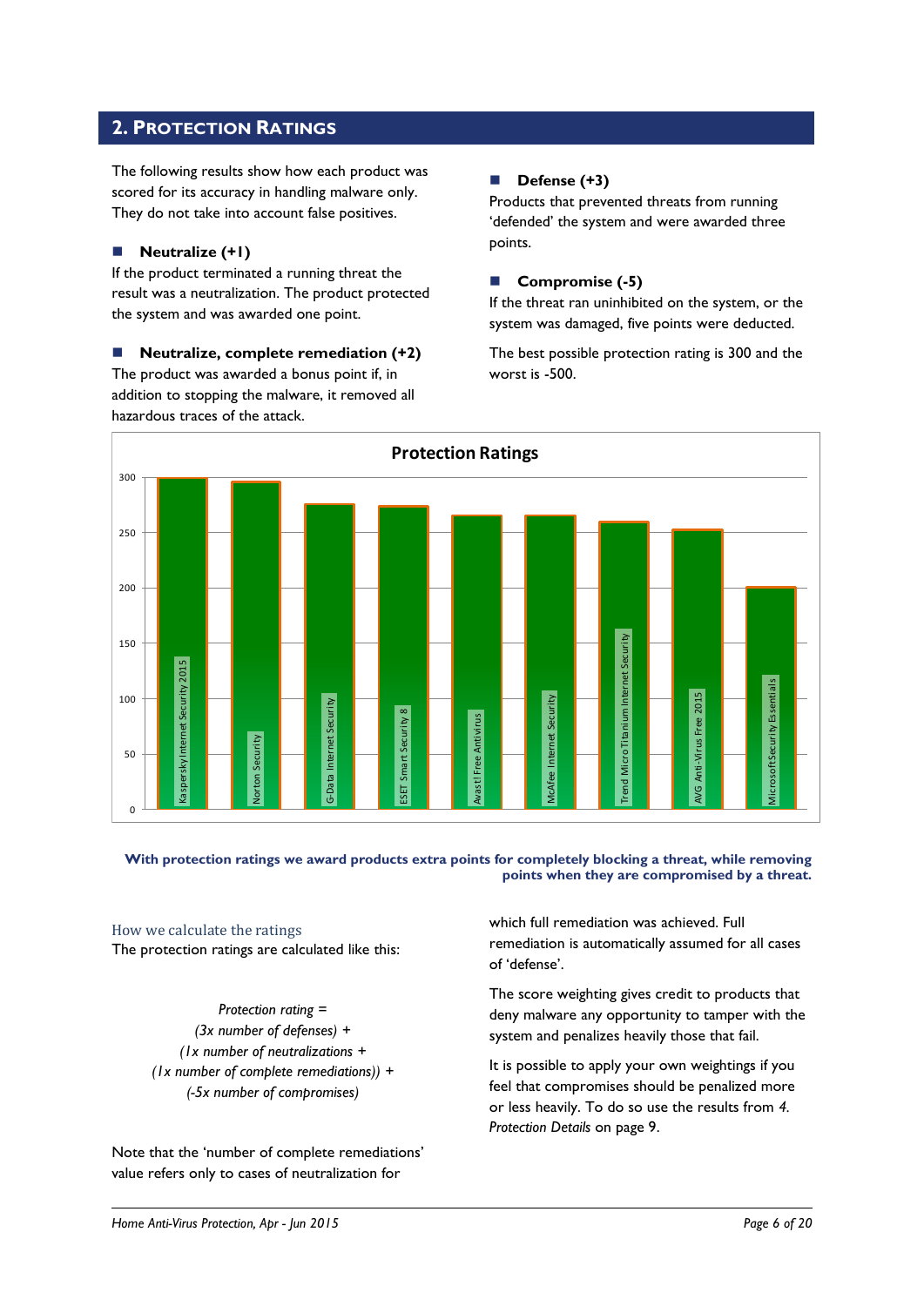## 2. Protection Ratings

The following results show how each product was scored for its accuracy in handling malware only. They do not take into account false positives.

- **Neutralize (+1)**

If the product terminated a running threat the result was a neutralization. The product protected the system and was awarded one point.

- **Neutralize, complete remediation (+2)**

The product was awarded a bonus point if, in addition to stopping the malware, it removed all hazardous traces of the attack.

- **Defense (+3)**

Products that prevented threats from running 'defended' the system and were awarded three points.

- **Compromise (-5)**

If the threat ran uninhibited on the system, or the system was damaged, five points were deducted.

The best possible protection rating is 300 and the worst is -500.

**Protection Ratings**

| Product | Protection Rating (approx.) |
|---|---|
| Kaspersky Internet Security 2015 | 300 |
| Norton Security | 296 |
| G-Data Internet Security | 276 |
| ESET Smart Security 8 | 274 |
| Avast! Free Antivirus | 266 |
| McAfee Internet Security | 266 |
| Trend Micro Titanium Internet Security | 260 |
| AVG Anti-Virus Free 2015 | 253 |
| Microsoft Security Essentials | 201 |

**With protection ratings we award products extra points for completely blocking a threat, while removing points when they are compromised by a threat.**

### How we calculate the ratings

The protection ratings are calculated like this:

*Protection rating =*
*(3x number of defenses) +*
*(1x number of neutralizations +*
*(1x number of complete remediations)) +*
*(-5x number of compromises)*

Note that the 'number of complete remediations' value refers only to cases of neutralization for which full remediation was achieved. Full remediation is automatically assumed for all cases of 'defense'.

The score weighting gives credit to products that deny malware any opportunity to tamper with the system and penalizes heavily those that fail.

It is possible to apply your own weightings if you feel that compromises should be penalized more or less heavily. To do so use the results from *4. Protection Details* on page 9.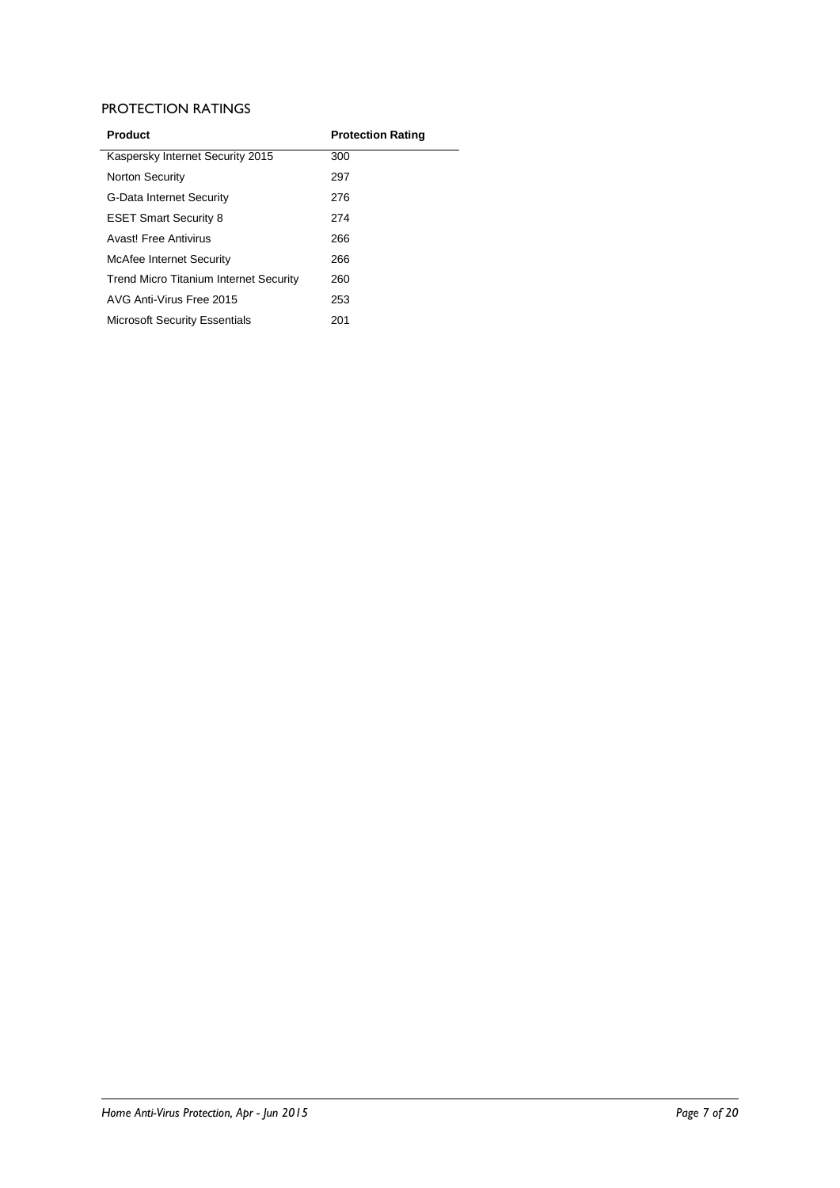## PROTECTION RATINGS

| Product | Protection Rating |
|---|---|
| Kaspersky Internet Security 2015 | 300 |
| Norton Security | 297 |
| G-Data Internet Security | 276 |
| ESET Smart Security 8 | 274 |
| Avast! Free Antivirus | 266 |
| McAfee Internet Security | 266 |
| Trend Micro Titanium Internet Security | 260 |
| AVG Anti-Virus Free 2015 | 253 |
| Microsoft Security Essentials | 201 |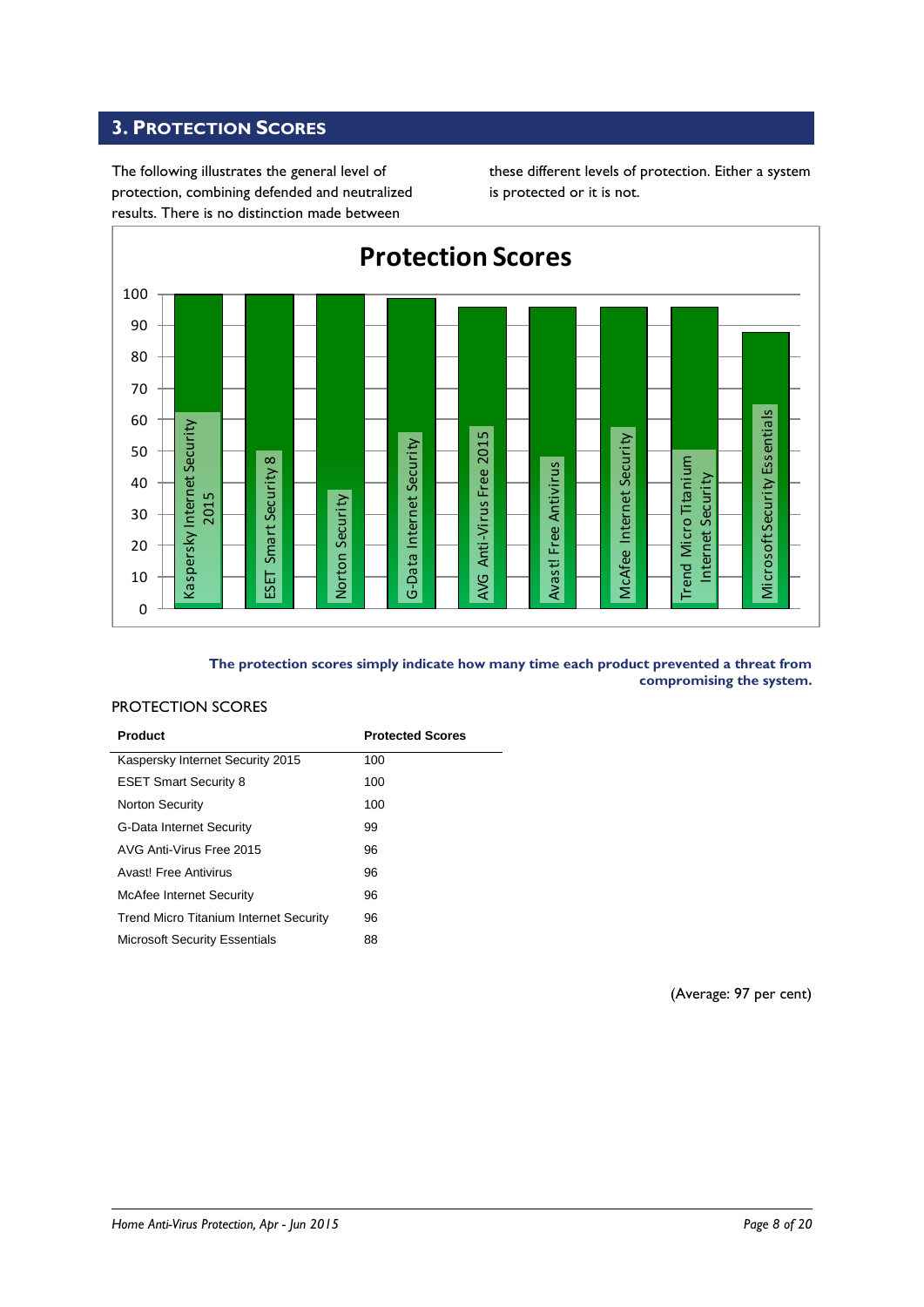## 3. Protection Scores

The following illustrates the general level of protection, combining defended and neutralized results. There is no distinction made between these different levels of protection. Either a system is protected or it is not.

**The protection scores simply indicate how many time each product prevented a threat from compromising the system.**

PROTECTION SCORES

| Product | Protected Scores |
| --- | --- |
| Kaspersky Internet Security 2015 | 100 |
| ESET Smart Security 8 | 100 |
| Norton Security | 100 |
| G-Data Internet Security | 99 |
| AVG Anti-Virus Free 2015 | 96 |
| Avast! Free Antivirus | 96 |
| McAfee Internet Security | 96 |
| Trend Micro Titanium Internet Security | 96 |
| Microsoft Security Essentials | 88 |

(Average: 97 per cent)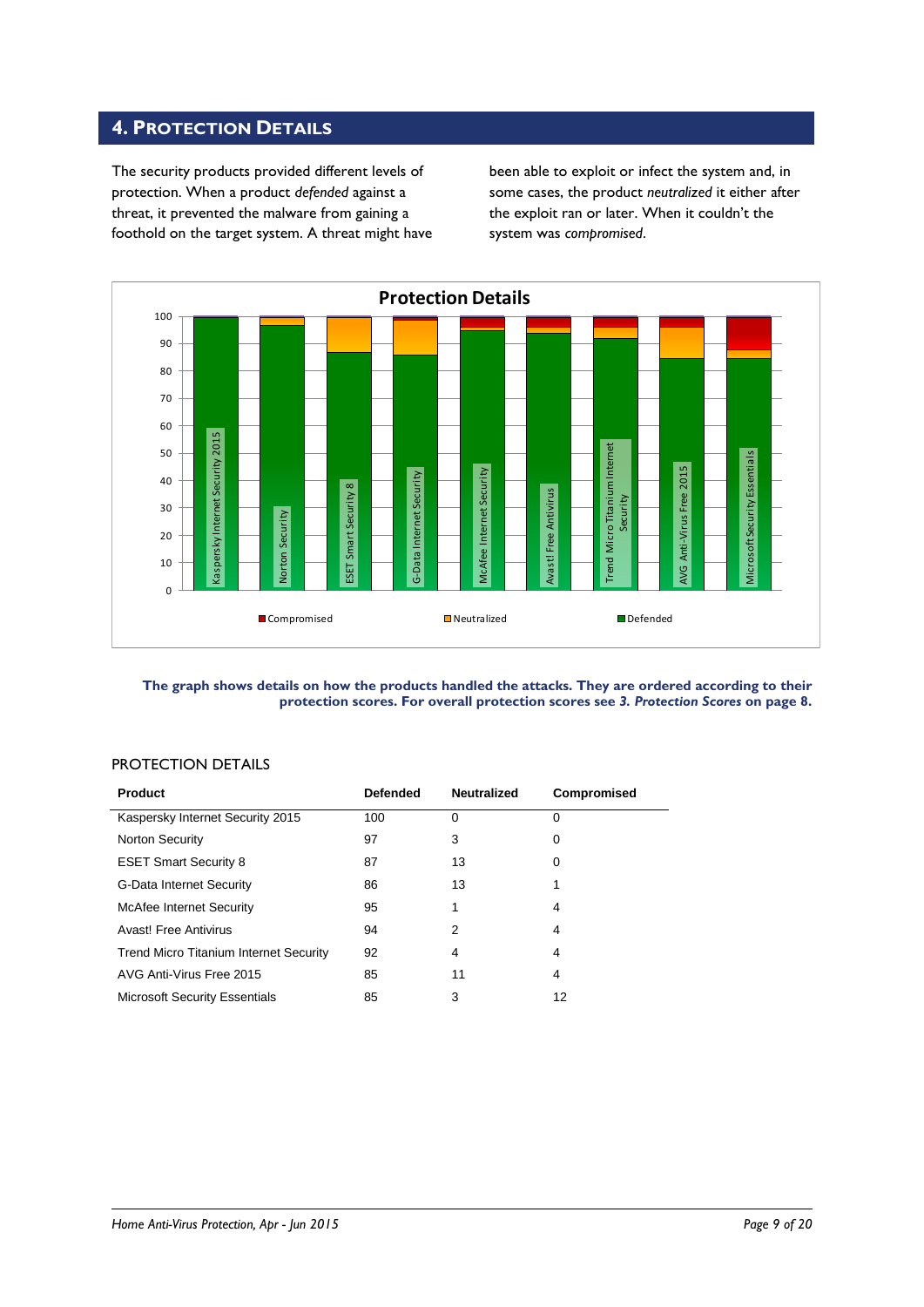## 4. Protection Details

The security products provided different levels of protection. When a product *defended* against a threat, it prevented the malware from gaining a foothold on the target system. A threat might have been able to exploit or infect the system and, in some cases, the product *neutralized* it either after the exploit ran or later. When it couldn't the system was *compromised*.

**The graph shows details on how the products handled the attacks. They are ordered according to their protection scores. For overall protection scores see *3. Protection Scores* on page 8.**

### PROTECTION DETAILS

| Product | Defended | Neutralized | Compromised |
|---|---|---|---|
| Kaspersky Internet Security 2015 | 100 | 0 | 0 |
| Norton Security | 97 | 3 | 0 |
| ESET Smart Security 8 | 87 | 13 | 0 |
| G-Data Internet Security | 86 | 13 | 1 |
| McAfee Internet Security | 95 | 1 | 4 |
| Avast! Free Antivirus | 94 | 2 | 4 |
| Trend Micro Titanium Internet Security | 92 | 4 | 4 |
| AVG Anti-Virus Free 2015 | 85 | 11 | 4 |
| Microsoft Security Essentials | 85 | 3 | 12 |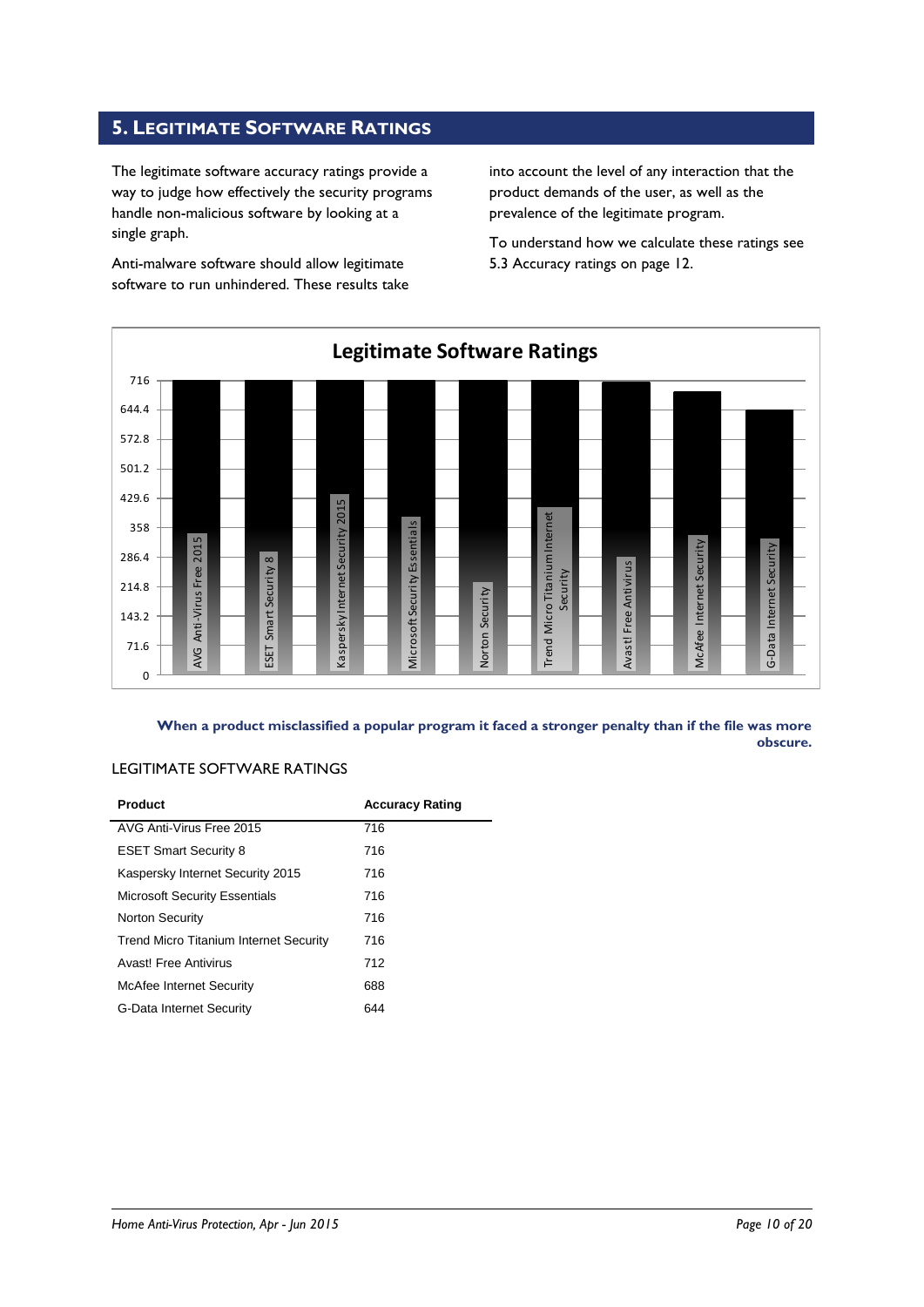## 5. Legitimate Software Ratings

The legitimate software accuracy ratings provide a way to judge how effectively the security programs handle non-malicious software by looking at a single graph.

Anti-malware software should allow legitimate software to run unhindered. These results take into account the level of any interaction that the product demands of the user, as well as the prevalence of the legitimate program.

To understand how we calculate these ratings see 5.3 Accuracy ratings on page 12.

**Legitimate Software Ratings**

| Product | Rating |
|---|---|
| AVG Anti-Virus Free 2015 | 716 |
| ESET Smart Security 8 | 716 |
| Kaspersky Internet Security 2015 | 716 |
| Microsoft Security Essentials | 716 |
| Norton Security | 716 |
| Trend Micro Titanium Internet Security | 716 |
| Avast! Free Antivirus | 712 |
| McAfee Internet Security | 688 |
| G-Data Internet Security | 644 |

**When a product misclassified a popular program it faced a stronger penalty than if the file was more obscure.**

LEGITIMATE SOFTWARE RATINGS

| Product | Accuracy Rating |
|---|---|
| AVG Anti-Virus Free 2015 | 716 |
| ESET Smart Security 8 | 716 |
| Kaspersky Internet Security 2015 | 716 |
| Microsoft Security Essentials | 716 |
| Norton Security | 716 |
| Trend Micro Titanium Internet Security | 716 |
| Avast! Free Antivirus | 712 |
| McAfee Internet Security | 688 |
| G-Data Internet Security | 644 |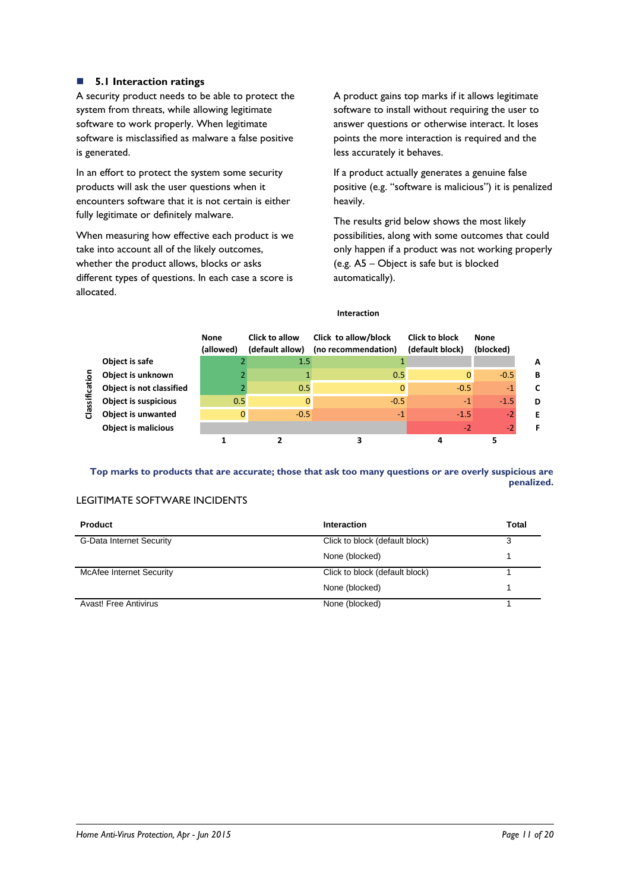## 5.1 Interaction ratings

A security product needs to be able to protect the system from threats, while allowing legitimate software to work properly. When legitimate software is misclassified as malware a false positive is generated.

In an effort to protect the system some security products will ask the user questions when it encounters software that it is not certain is either fully legitimate or definitely malware.

When measuring how effective each product is we take into account all of the likely outcomes, whether the product allows, blocks or asks different types of questions. In each case a score is allocated.

A product gains top marks if it allows legitimate software to install without requiring the user to answer questions or otherwise interact. It loses points the more interaction is required and the less accurately it behaves.

If a product actually generates a genuine false positive (e.g. "software is malicious") it is penalized heavily.

The results grid below shows the most likely possibilities, along with some outcomes that could only happen if a product was not working properly (e.g. A5 – Object is safe but is blocked automatically).

**Interaction**

| Classification | None (allowed) | Click to allow (default allow) | Click to allow/block (no recommendation) | Click to block (default block) | None (blocked) | |
|---|---|---|---|---|---|---|
| Object is safe | 2 | 1.5 | 1 | | | A |
| Object is unknown | 2 | 1 | 0.5 | 0 | -0.5 | B |
| Object is not classified | 2 | 0.5 | 0 | -0.5 | -1 | C |
| Object is suspicious | 0.5 | 0 | -0.5 | -1 | -1.5 | D |
| Object is unwanted | 0 | -0.5 | -1 | -1.5 | -2 | E |
| Object is malicious | | | | -2 | -2 | F |
| | 1 | 2 | 3 | 4 | 5 | |

**Top marks to products that are accurate; those that ask too many questions or are overly suspicious are penalized.**

LEGITIMATE SOFTWARE INCIDENTS

| Product | Interaction | Total |
|---|---|---|
| G-Data Internet Security | Click to block (default block) | 3 |
| | None (blocked) | 1 |
| McAfee Internet Security | Click to block (default block) | 1 |
| | None (blocked) | 1 |
| Avast! Free Antivirus | None (blocked) | 1 |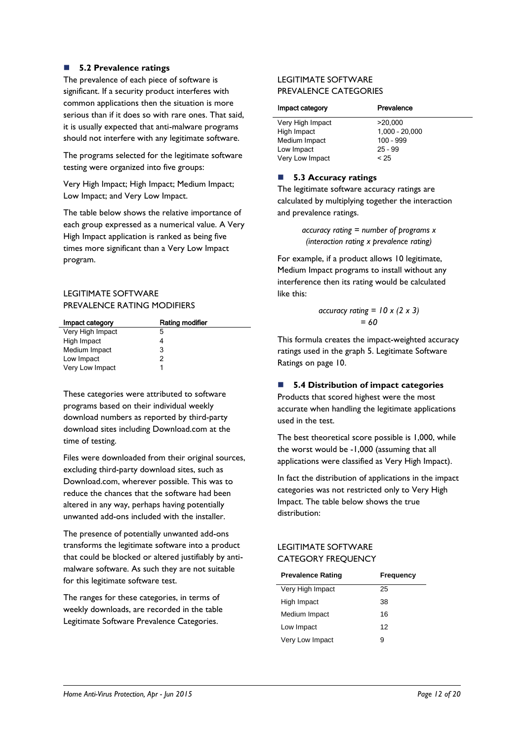## 5.2 Prevalence ratings

The prevalence of each piece of software is significant. If a security product interferes with common applications then the situation is more serious than if it does so with rare ones. That said, it is usually expected that anti-malware programs should not interfere with any legitimate software.

The programs selected for the legitimate software testing were organized into five groups:

Very High Impact; High Impact; Medium Impact; Low Impact; and Very Low Impact.

The table below shows the relative importance of each group expressed as a numerical value. A Very High Impact application is ranked as being five times more significant than a Very Low Impact program.

LEGITIMATE SOFTWARE PREVALENCE RATING MODIFIERS

| Impact category | Rating modifier |
|---|---|
| Very High Impact | 5 |
| High Impact | 4 |
| Medium Impact | 3 |
| Low Impact | 2 |
| Very Low Impact | 1 |

These categories were attributed to software programs based on their individual weekly download numbers as reported by third-party download sites including Download.com at the time of testing.

Files were downloaded from their original sources, excluding third-party download sites, such as Download.com, wherever possible. This was to reduce the chances that the software had been altered in any way, perhaps having potentially unwanted add-ons included with the installer.

The presence of potentially unwanted add-ons transforms the legitimate software into a product that could be blocked or altered justifiably by anti-malware software. As such they are not suitable for this legitimate software test.

The ranges for these categories, in terms of weekly downloads, are recorded in the table Legitimate Software Prevalence Categories.

LEGITIMATE SOFTWARE PREVALENCE CATEGORIES

| Impact category | Prevalence |
|---|---|
| Very High Impact | >20,000 |
| High Impact | 1,000 - 20,000 |
| Medium Impact | 100 - 999 |
| Low Impact | 25 - 99 |
| Very Low Impact | < 25 |

## 5.3 Accuracy ratings

The legitimate software accuracy ratings are calculated by multiplying together the interaction and prevalence ratings.

*accuracy rating = number of programs x (interaction rating x prevalence rating)*

For example, if a product allows 10 legitimate, Medium Impact programs to install without any interference then its rating would be calculated like this:

*accuracy rating = 10 x (2 x 3)*
*= 60*

This formula creates the impact-weighted accuracy ratings used in the graph 5. Legitimate Software Ratings on page 10.

## 5.4 Distribution of impact categories

Products that scored highest were the most accurate when handling the legitimate applications used in the test.

The best theoretical score possible is 1,000, while the worst would be -1,000 (assuming that all applications were classified as Very High Impact).

In fact the distribution of applications in the impact categories was not restricted only to Very High Impact. The table below shows the true distribution:

LEGITIMATE SOFTWARE CATEGORY FREQUENCY

| Prevalence Rating | Frequency |
|---|---|
| Very High Impact | 25 |
| High Impact | 38 |
| Medium Impact | 16 |
| Low Impact | 12 |
| Very Low Impact | 9 |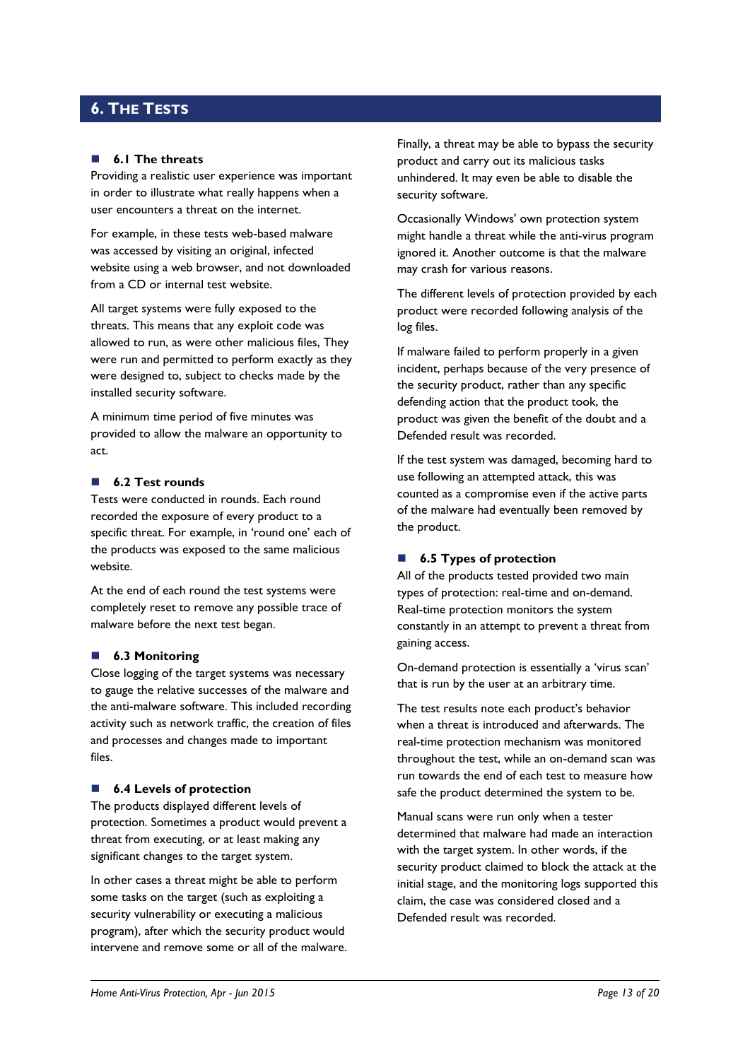# 6. The Tests

## 6.1 The threats

Providing a realistic user experience was important in order to illustrate what really happens when a user encounters a threat on the internet.

For example, in these tests web-based malware was accessed by visiting an original, infected website using a web browser, and not downloaded from a CD or internal test website.

All target systems were fully exposed to the threats. This means that any exploit code was allowed to run, as were other malicious files, They were run and permitted to perform exactly as they were designed to, subject to checks made by the installed security software.

A minimum time period of five minutes was provided to allow the malware an opportunity to act.

## 6.2 Test rounds

Tests were conducted in rounds. Each round recorded the exposure of every product to a specific threat. For example, in 'round one' each of the products was exposed to the same malicious website.

At the end of each round the test systems were completely reset to remove any possible trace of malware before the next test began.

## 6.3 Monitoring

Close logging of the target systems was necessary to gauge the relative successes of the malware and the anti-malware software. This included recording activity such as network traffic, the creation of files and processes and changes made to important files.

## 6.4 Levels of protection

The products displayed different levels of protection. Sometimes a product would prevent a threat from executing, or at least making any significant changes to the target system.

In other cases a threat might be able to perform some tasks on the target (such as exploiting a security vulnerability or executing a malicious program), after which the security product would intervene and remove some or all of the malware.

Finally, a threat may be able to bypass the security product and carry out its malicious tasks unhindered. It may even be able to disable the security software.

Occasionally Windows' own protection system might handle a threat while the anti-virus program ignored it. Another outcome is that the malware may crash for various reasons.

The different levels of protection provided by each product were recorded following analysis of the log files.

If malware failed to perform properly in a given incident, perhaps because of the very presence of the security product, rather than any specific defending action that the product took, the product was given the benefit of the doubt and a Defended result was recorded.

If the test system was damaged, becoming hard to use following an attempted attack, this was counted as a compromise even if the active parts of the malware had eventually been removed by the product.

## 6.5 Types of protection

All of the products tested provided two main types of protection: real-time and on-demand. Real-time protection monitors the system constantly in an attempt to prevent a threat from gaining access.

On-demand protection is essentially a 'virus scan' that is run by the user at an arbitrary time.

The test results note each product's behavior when a threat is introduced and afterwards. The real-time protection mechanism was monitored throughout the test, while an on-demand scan was run towards the end of each test to measure how safe the product determined the system to be.

Manual scans were run only when a tester determined that malware had made an interaction with the target system. In other words, if the security product claimed to block the attack at the initial stage, and the monitoring logs supported this claim, the case was considered closed and a Defended result was recorded.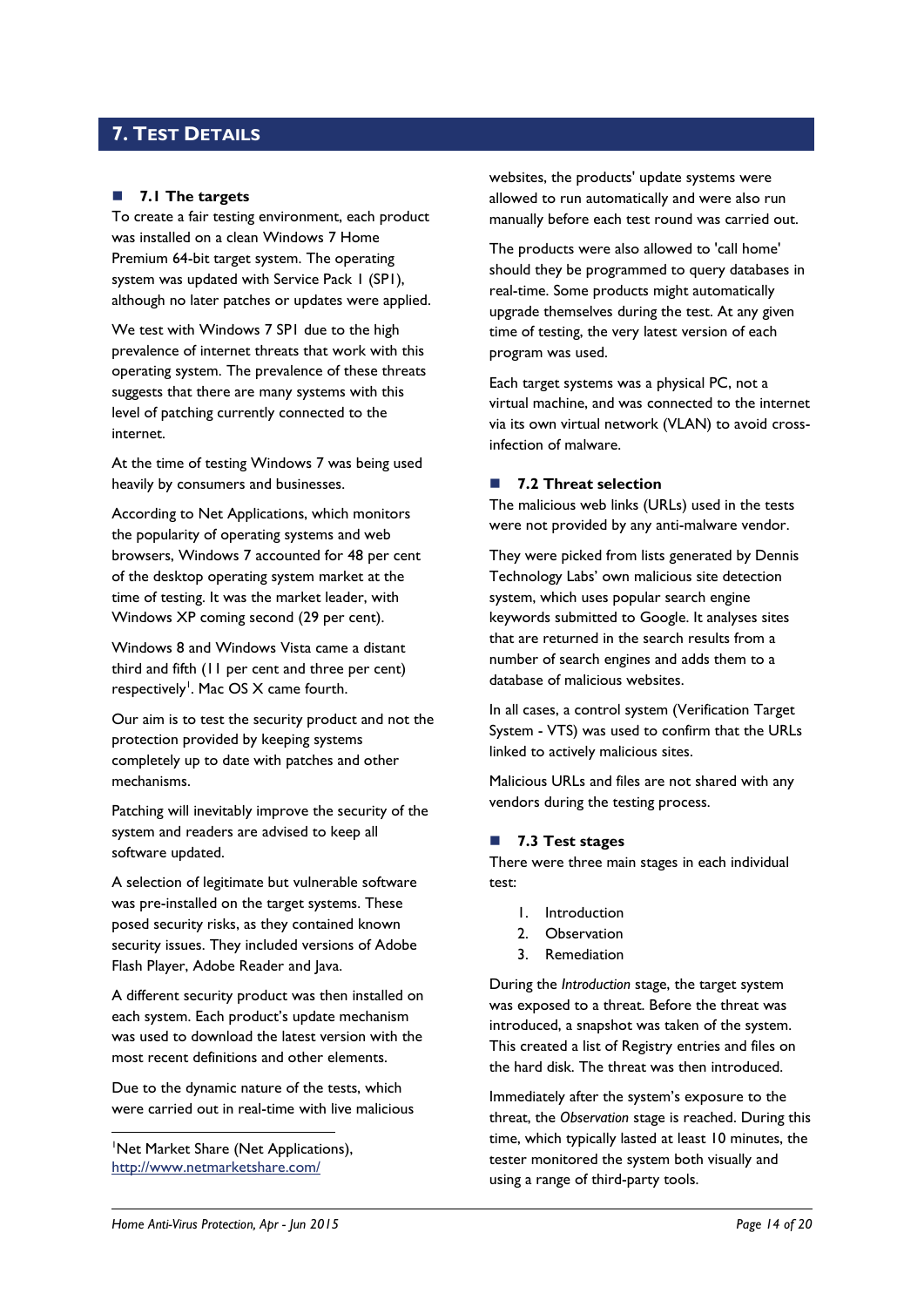## 7. Test Details

### 7.1 The targets

To create a fair testing environment, each product was installed on a clean Windows 7 Home Premium 64-bit target system. The operating system was updated with Service Pack 1 (SP1), although no later patches or updates were applied.

We test with Windows 7 SP1 due to the high prevalence of internet threats that work with this operating system. The prevalence of these threats suggests that there are many systems with this level of patching currently connected to the internet.

At the time of testing Windows 7 was being used heavily by consumers and businesses.

According to Net Applications, which monitors the popularity of operating systems and web browsers, Windows 7 accounted for 48 per cent of the desktop operating system market at the time of testing. It was the market leader, with Windows XP coming second (29 per cent).

Windows 8 and Windows Vista came a distant third and fifth (11 per cent and three per cent) respectively[1]. Mac OS X came fourth.

Our aim is to test the security product and not the protection provided by keeping systems completely up to date with patches and other mechanisms.

Patching will inevitably improve the security of the system and readers are advised to keep all software updated.

A selection of legitimate but vulnerable software was pre-installed on the target systems. These posed security risks, as they contained known security issues. They included versions of Adobe Flash Player, Adobe Reader and Java.

A different security product was then installed on each system. Each product's update mechanism was used to download the latest version with the most recent definitions and other elements.

Due to the dynamic nature of the tests, which were carried out in real-time with live malicious websites, the products' update systems were allowed to run automatically and were also run manually before each test round was carried out.

The products were also allowed to 'call home' should they be programmed to query databases in real-time. Some products might automatically upgrade themselves during the test. At any given time of testing, the very latest version of each program was used.

Each target systems was a physical PC, not a virtual machine, and was connected to the internet via its own virtual network (VLAN) to avoid cross-infection of malware.

### 7.2 Threat selection

The malicious web links (URLs) used in the tests were not provided by any anti-malware vendor.

They were picked from lists generated by Dennis Technology Labs' own malicious site detection system, which uses popular search engine keywords submitted to Google. It analyses sites that are returned in the search results from a number of search engines and adds them to a database of malicious websites.

In all cases, a control system (Verification Target System - VTS) was used to confirm that the URLs linked to actively malicious sites.

Malicious URLs and files are not shared with any vendors during the testing process.

### 7.3 Test stages

There were three main stages in each individual test:

1. Introduction
2. Observation
3. Remediation

During the *Introduction* stage, the target system was exposed to a threat. Before the threat was introduced, a snapshot was taken of the system. This created a list of Registry entries and files on the hard disk. The threat was then introduced.

Immediately after the system's exposure to the threat, the *Observation* stage is reached. During this time, which typically lasted at least 10 minutes, the tester monitored the system both visually and using a range of third-party tools.

[1] Net Market Share (Net Applications), http://www.netmarketshare.com/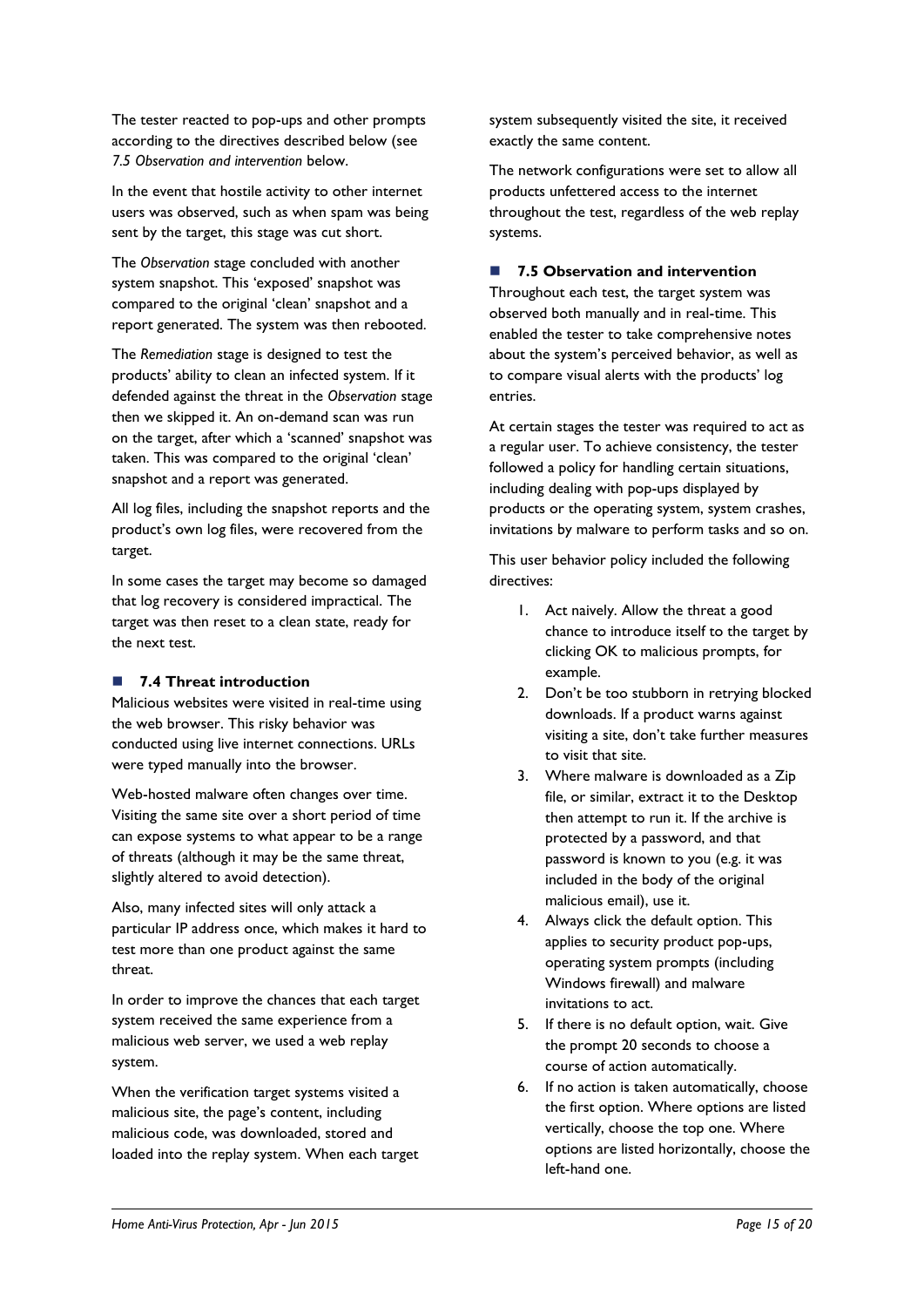The tester reacted to pop-ups and other prompts according to the directives described below (see *7.5 Observation and intervention* below.

In the event that hostile activity to other internet users was observed, such as when spam was being sent by the target, this stage was cut short.

The *Observation* stage concluded with another system snapshot. This 'exposed' snapshot was compared to the original 'clean' snapshot and a report generated. The system was then rebooted.

The *Remediation* stage is designed to test the products' ability to clean an infected system. If it defended against the threat in the *Observation* stage then we skipped it. An on-demand scan was run on the target, after which a 'scanned' snapshot was taken. This was compared to the original 'clean' snapshot and a report was generated.

All log files, including the snapshot reports and the product's own log files, were recovered from the target.

In some cases the target may become so damaged that log recovery is considered impractical. The target was then reset to a clean state, ready for the next test.

### 7.4 Threat introduction

Malicious websites were visited in real-time using the web browser. This risky behavior was conducted using live internet connections. URLs were typed manually into the browser.

Web-hosted malware often changes over time. Visiting the same site over a short period of time can expose systems to what appear to be a range of threats (although it may be the same threat, slightly altered to avoid detection).

Also, many infected sites will only attack a particular IP address once, which makes it hard to test more than one product against the same threat.

In order to improve the chances that each target system received the same experience from a malicious web server, we used a web replay system.

When the verification target systems visited a malicious site, the page's content, including malicious code, was downloaded, stored and loaded into the replay system. When each target system subsequently visited the site, it received exactly the same content.

The network configurations were set to allow all products unfettered access to the internet throughout the test, regardless of the web replay systems.

### 7.5 Observation and intervention

Throughout each test, the target system was observed both manually and in real-time. This enabled the tester to take comprehensive notes about the system's perceived behavior, as well as to compare visual alerts with the products' log entries.

At certain stages the tester was required to act as a regular user. To achieve consistency, the tester followed a policy for handling certain situations, including dealing with pop-ups displayed by products or the operating system, system crashes, invitations by malware to perform tasks and so on.

This user behavior policy included the following directives:

1. Act naively. Allow the threat a good chance to introduce itself to the target by clicking OK to malicious prompts, for example.
2. Don't be too stubborn in retrying blocked downloads. If a product warns against visiting a site, don't take further measures to visit that site.
3. Where malware is downloaded as a Zip file, or similar, extract it to the Desktop then attempt to run it. If the archive is protected by a password, and that password is known to you (e.g. it was included in the body of the original malicious email), use it.
4. Always click the default option. This applies to security product pop-ups, operating system prompts (including Windows firewall) and malware invitations to act.
5. If there is no default option, wait. Give the prompt 20 seconds to choose a course of action automatically.
6. If no action is taken automatically, choose the first option. Where options are listed vertically, choose the top one. Where options are listed horizontally, choose the left-hand one.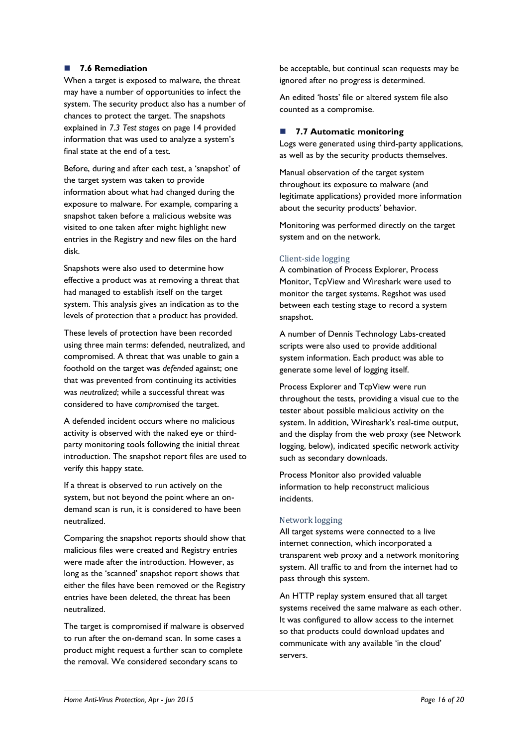### 7.6 Remediation

When a target is exposed to malware, the threat may have a number of opportunities to infect the system. The security product also has a number of chances to protect the target. The snapshots explained in *7.3 Test stages* on page 14 provided information that was used to analyze a system's final state at the end of a test.

Before, during and after each test, a 'snapshot' of the target system was taken to provide information about what had changed during the exposure to malware. For example, comparing a snapshot taken before a malicious website was visited to one taken after might highlight new entries in the Registry and new files on the hard disk.

Snapshots were also used to determine how effective a product was at removing a threat that had managed to establish itself on the target system. This analysis gives an indication as to the levels of protection that a product has provided.

These levels of protection have been recorded using three main terms: defended, neutralized, and compromised. A threat that was unable to gain a foothold on the target was *defended* against; one that was prevented from continuing its activities was *neutralized*; while a successful threat was considered to have *compromised* the target.

A defended incident occurs where no malicious activity is observed with the naked eye or third-party monitoring tools following the initial threat introduction. The snapshot report files are used to verify this happy state.

If a threat is observed to run actively on the system, but not beyond the point where an on-demand scan is run, it is considered to have been neutralized.

Comparing the snapshot reports should show that malicious files were created and Registry entries were made after the introduction. However, as long as the 'scanned' snapshot report shows that either the files have been removed or the Registry entries have been deleted, the threat has been neutralized.

The target is compromised if malware is observed to run after the on-demand scan. In some cases a product might request a further scan to complete the removal. We considered secondary scans to be acceptable, but continual scan requests may be ignored after no progress is determined.

An edited 'hosts' file or altered system file also counted as a compromise.

### 7.7 Automatic monitoring

Logs were generated using third-party applications, as well as by the security products themselves.

Manual observation of the target system throughout its exposure to malware (and legitimate applications) provided more information about the security products' behavior.

Monitoring was performed directly on the target system and on the network.

#### Client-side logging

A combination of Process Explorer, Process Monitor, TcpView and Wireshark were used to monitor the target systems. Regshot was used between each testing stage to record a system snapshot.

A number of Dennis Technology Labs-created scripts were also used to provide additional system information. Each product was able to generate some level of logging itself.

Process Explorer and TcpView were run throughout the tests, providing a visual cue to the tester about possible malicious activity on the system. In addition, Wireshark's real-time output, and the display from the web proxy (see Network logging, below), indicated specific network activity such as secondary downloads.

Process Monitor also provided valuable information to help reconstruct malicious incidents.

#### Network logging

All target systems were connected to a live internet connection, which incorporated a transparent web proxy and a network monitoring system. All traffic to and from the internet had to pass through this system.

An HTTP replay system ensured that all target systems received the same malware as each other. It was configured to allow access to the internet so that products could download updates and communicate with any available 'in the cloud' servers.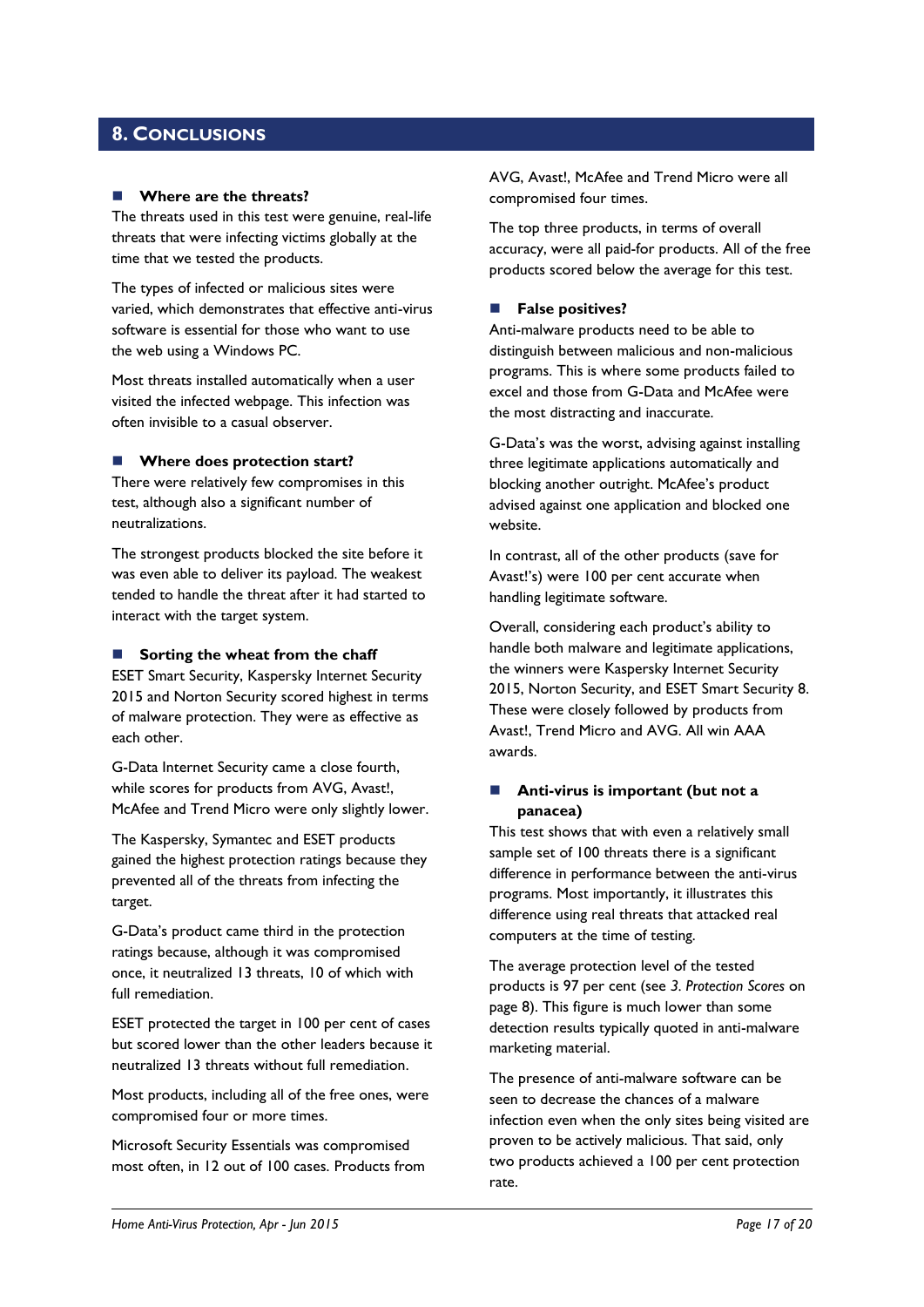## 8. Conclusions

### Where are the threats?

The threats used in this test were genuine, real-life threats that were infecting victims globally at the time that we tested the products.

The types of infected or malicious sites were varied, which demonstrates that effective anti-virus software is essential for those who want to use the web using a Windows PC.

Most threats installed automatically when a user visited the infected webpage. This infection was often invisible to a casual observer.

### Where does protection start?

There were relatively few compromises in this test, although also a significant number of neutralizations.

The strongest products blocked the site before it was even able to deliver its payload. The weakest tended to handle the threat after it had started to interact with the target system.

### Sorting the wheat from the chaff

ESET Smart Security, Kaspersky Internet Security 2015 and Norton Security scored highest in terms of malware protection. They were as effective as each other.

G-Data Internet Security came a close fourth, while scores for products from AVG, Avast!, McAfee and Trend Micro were only slightly lower.

The Kaspersky, Symantec and ESET products gained the highest protection ratings because they prevented all of the threats from infecting the target.

G-Data's product came third in the protection ratings because, although it was compromised once, it neutralized 13 threats, 10 of which with full remediation.

ESET protected the target in 100 per cent of cases but scored lower than the other leaders because it neutralized 13 threats without full remediation.

Most products, including all of the free ones, were compromised four or more times.

Microsoft Security Essentials was compromised most often, in 12 out of 100 cases. Products from AVG, Avast!, McAfee and Trend Micro were all compromised four times.

The top three products, in terms of overall accuracy, were all paid-for products. All of the free products scored below the average for this test.

### False positives?

Anti-malware products need to be able to distinguish between malicious and non-malicious programs. This is where some products failed to excel and those from G-Data and McAfee were the most distracting and inaccurate.

G-Data's was the worst, advising against installing three legitimate applications automatically and blocking another outright. McAfee's product advised against one application and blocked one website.

In contrast, all of the other products (save for Avast!'s) were 100 per cent accurate when handling legitimate software.

Overall, considering each product's ability to handle both malware and legitimate applications, the winners were Kaspersky Internet Security 2015, Norton Security, and ESET Smart Security 8. These were closely followed by products from Avast!, Trend Micro and AVG. All win AAA awards.

### Anti-virus is important (but not a panacea)

This test shows that with even a relatively small sample set of 100 threats there is a significant difference in performance between the anti-virus programs. Most importantly, it illustrates this difference using real threats that attacked real computers at the time of testing.

The average protection level of the tested products is 97 per cent (see *3. Protection Scores* on page 8). This figure is much lower than some detection results typically quoted in anti-malware marketing material.

The presence of anti-malware software can be seen to decrease the chances of a malware infection even when the only sites being visited are proven to be actively malicious. That said, only two products achieved a 100 per cent protection rate.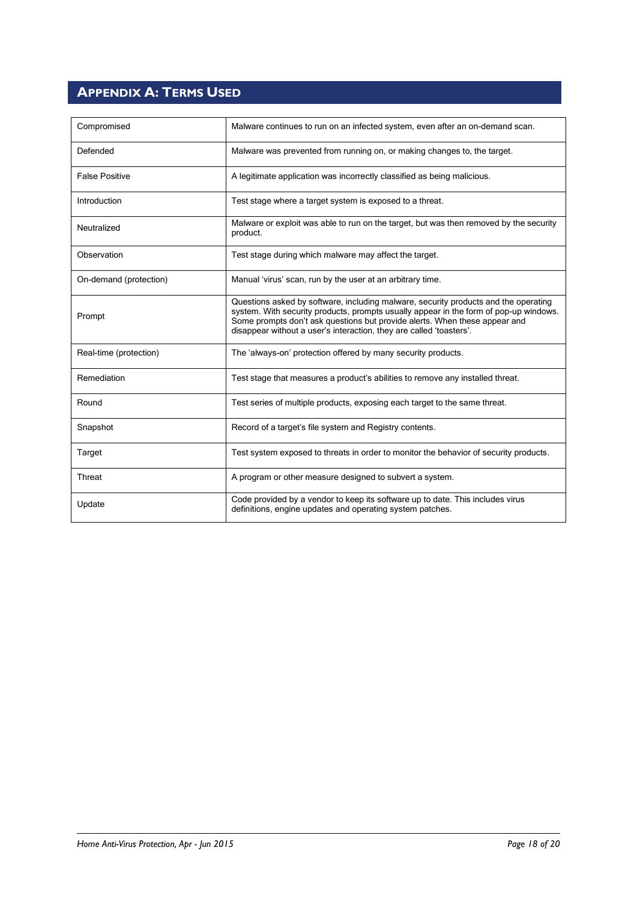# Appendix A: Terms Used

| | |
|---|---|
| Compromised | Malware continues to run on an infected system, even after an on-demand scan. |
| Defended | Malware was prevented from running on, or making changes to, the target. |
| False Positive | A legitimate application was incorrectly classified as being malicious. |
| Introduction | Test stage where a target system is exposed to a threat. |
| Neutralized | Malware or exploit was able to run on the target, but was then removed by the security product. |
| Observation | Test stage during which malware may affect the target. |
| On-demand (protection) | Manual 'virus' scan, run by the user at an arbitrary time. |
| Prompt | Questions asked by software, including malware, security products and the operating system. With security products, prompts usually appear in the form of pop-up windows. Some prompts don't ask questions but provide alerts. When these appear and disappear without a user's interaction, they are called 'toasters'. |
| Real-time (protection) | The 'always-on' protection offered by many security products. |
| Remediation | Test stage that measures a product's abilities to remove any installed threat. |
| Round | Test series of multiple products, exposing each target to the same threat. |
| Snapshot | Record of a target's file system and Registry contents. |
| Target | Test system exposed to threats in order to monitor the behavior of security products. |
| Threat | A program or other measure designed to subvert a system. |
| Update | Code provided by a vendor to keep its software up to date. This includes virus definitions, engine updates and operating system patches. |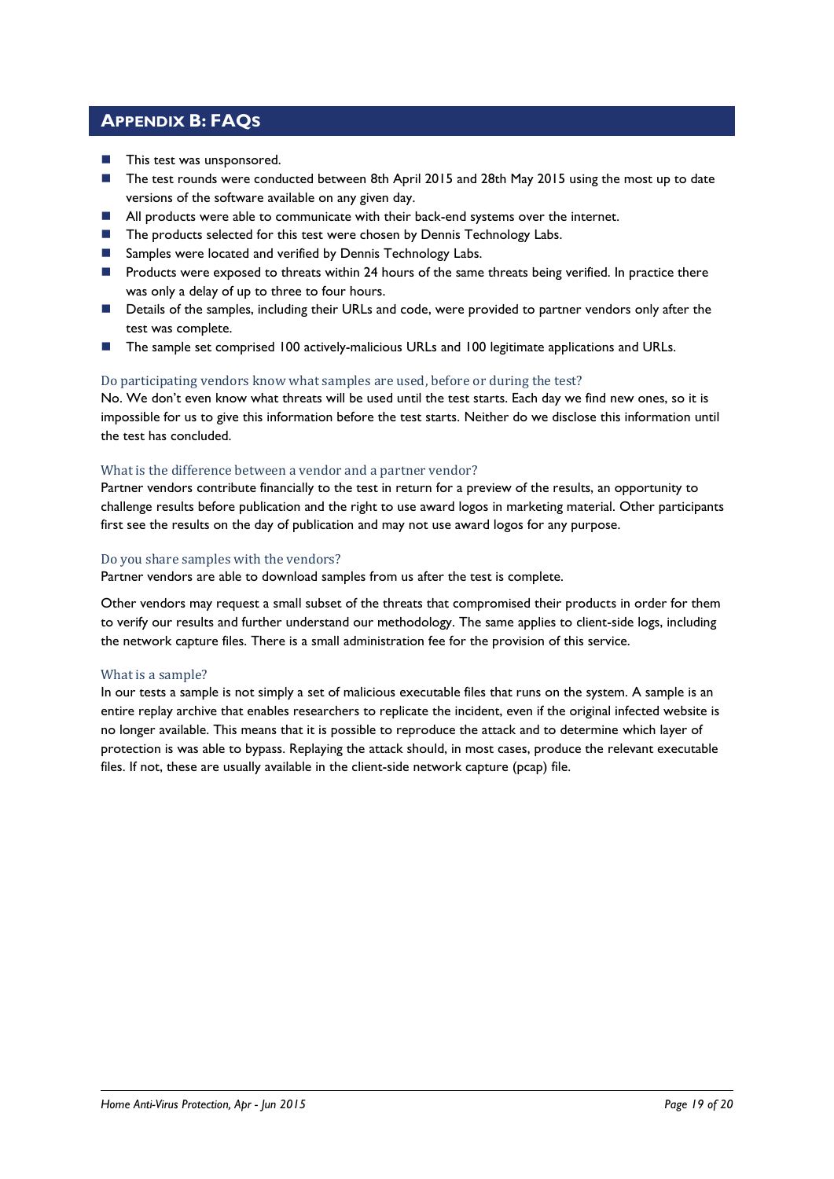## Appendix B: FAQs

- This test was unsponsored.
- The test rounds were conducted between 8th April 2015 and 28th May 2015 using the most up to date versions of the software available on any given day.
- All products were able to communicate with their back-end systems over the internet.
- The products selected for this test were chosen by Dennis Technology Labs.
- Samples were located and verified by Dennis Technology Labs.
- Products were exposed to threats within 24 hours of the same threats being verified. In practice there was only a delay of up to three to four hours.
- Details of the samples, including their URLs and code, were provided to partner vendors only after the test was complete.
- The sample set comprised 100 actively-malicious URLs and 100 legitimate applications and URLs.

### Do participating vendors know what samples are used, before or during the test?

No. We don't even know what threats will be used until the test starts. Each day we find new ones, so it is impossible for us to give this information before the test starts. Neither do we disclose this information until the test has concluded.

### What is the difference between a vendor and a partner vendor?

Partner vendors contribute financially to the test in return for a preview of the results, an opportunity to challenge results before publication and the right to use award logos in marketing material. Other participants first see the results on the day of publication and may not use award logos for any purpose.

### Do you share samples with the vendors?

Partner vendors are able to download samples from us after the test is complete.

Other vendors may request a small subset of the threats that compromised their products in order for them to verify our results and further understand our methodology. The same applies to client-side logs, including the network capture files. There is a small administration fee for the provision of this service.

### What is a sample?

In our tests a sample is not simply a set of malicious executable files that runs on the system. A sample is an entire replay archive that enables researchers to replicate the incident, even if the original infected website is no longer available. This means that it is possible to reproduce the attack and to determine which layer of protection is was able to bypass. Replaying the attack should, in most cases, produce the relevant executable files. If not, these are usually available in the client-side network capture (pcap) file.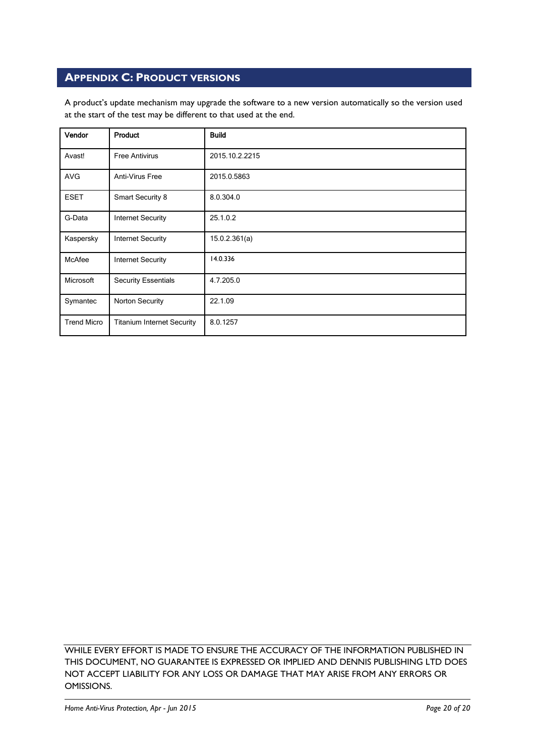## APPENDIX C: PRODUCT VERSIONS

A product's update mechanism may upgrade the software to a new version automatically so the version used at the start of the test may be different to that used at the end.

| Vendor | Product | Build |
|---|---|---|
| Avast! | Free Antivirus | 2015.10.2.2215 |
| AVG | Anti-Virus Free | 2015.0.5863 |
| ESET | Smart Security 8 | 8.0.304.0 |
| G-Data | Internet Security | 25.1.0.2 |
| Kaspersky | Internet Security | 15.0.2.361(a) |
| McAfee | Internet Security | 14.0.336 |
| Microsoft | Security Essentials | 4.7.205.0 |
| Symantec | Norton Security | 22.1.09 |
| Trend Micro | Titanium Internet Security | 8.0.1257 |

WHILE EVERY EFFORT IS MADE TO ENSURE THE ACCURACY OF THE INFORMATION PUBLISHED IN THIS DOCUMENT, NO GUARANTEE IS EXPRESSED OR IMPLIED AND DENNIS PUBLISHING LTD DOES NOT ACCEPT LIABILITY FOR ANY LOSS OR DAMAGE THAT MAY ARISE FROM ANY ERRORS OR OMISSIONS.